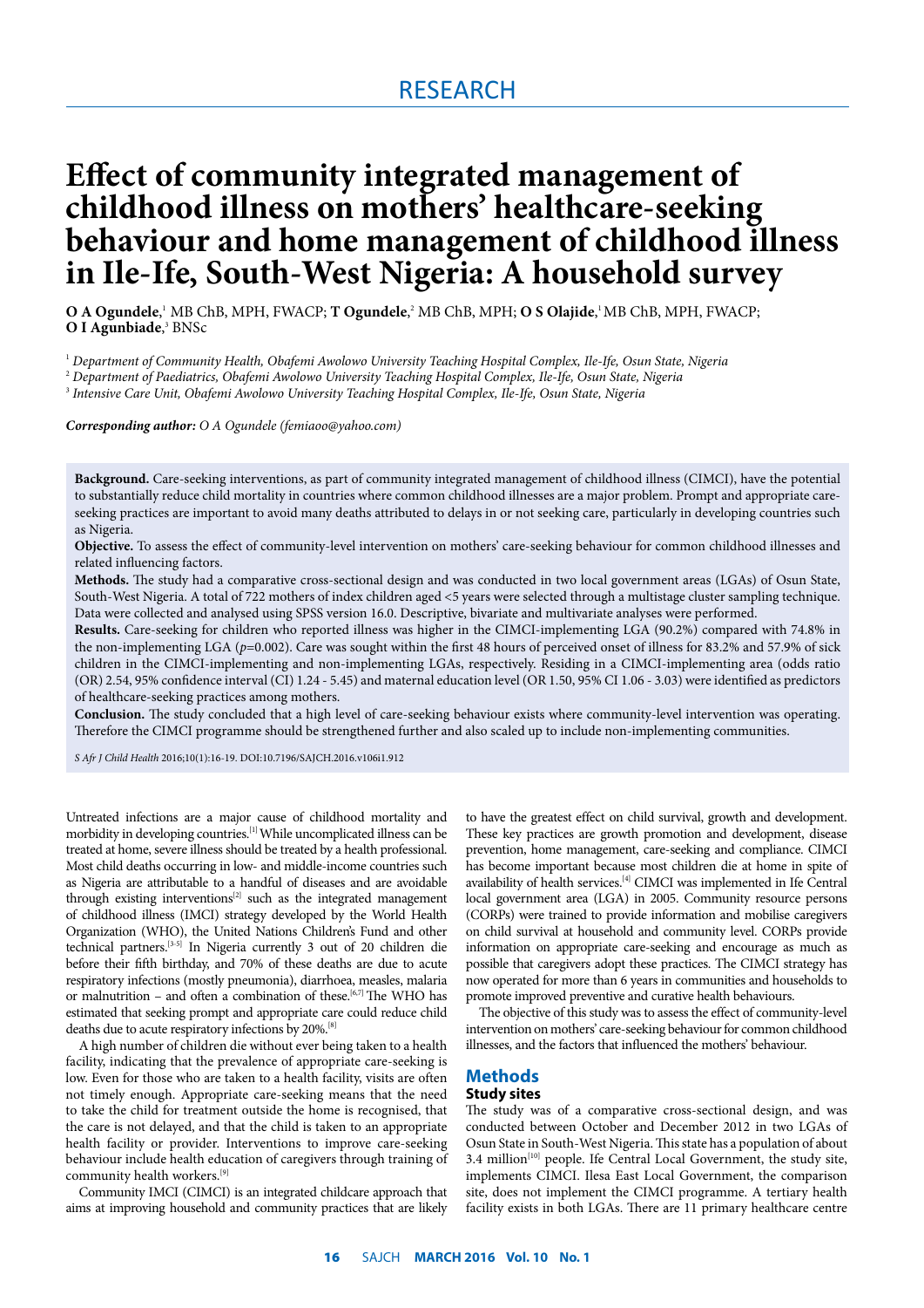RESEARCH

# Effect of community integrated management of childhood illness on mothers' healthcare-seeking behaviour and home management of childhood illness in Ile-Ife, South-West Nigeria: A household survey

**O A Ogundele**,[1] MB ChB, MPH, FWACP; **T Ogundele**,[2] MB ChB, MPH; **O S Olajide**,[1] MB ChB, MPH, FWACP; **O I Agunbiade**,[3] BNSc

[1] *Department of Community Health, Obafemi Awolowo University Teaching Hospital Complex, Ile-Ife, Osun State, Nigeria*

[2] *Department of Paediatrics, Obafemi Awolowo University Teaching Hospital Complex, Ile-Ife, Osun State, Nigeria*

[3] *Intensive Care Unit, Obafemi Awolowo University Teaching Hospital Complex, Ile-Ife, Osun State, Nigeria*

***Corresponding author:*** *O A Ogundele (femiaoo@yahoo.com)*

**Background.** Care-seeking interventions, as part of community integrated management of childhood illness (CIMCI), have the potential to substantially reduce child mortality in countries where common childhood illnesses are a major problem. Prompt and appropriate care-seeking practices are important to avoid many deaths attributed to delays in or not seeking care, particularly in developing countries such as Nigeria.

**Objective.** To assess the effect of community-level intervention on mothers' care-seeking behaviour for common childhood illnesses and related influencing factors.

**Methods.** The study had a comparative cross-sectional design and was conducted in two local government areas (LGAs) of Osun State, South-West Nigeria. A total of 722 mothers of index children aged <5 years were selected through a multistage cluster sampling technique. Data were collected and analysed using SPSS version 16.0. Descriptive, bivariate and multivariate analyses were performed.

**Results.** Care-seeking for children who reported illness was higher in the CIMCI-implementing LGA (90.2%) compared with 74.8% in the non-implementing LGA ($p$=0.002). Care was sought within the first 48 hours of perceived onset of illness for 83.2% and 57.9% of sick children in the CIMCI-implementing and non-implementing LGAs, respectively. Residing in a CIMCI-implementing area (odds ratio (OR) 2.54, 95% confidence interval (CI) 1.24 - 5.45) and maternal education level (OR 1.50, 95% CI 1.06 - 3.03) were identified as predictors of healthcare-seeking practices among mothers.

**Conclusion.** The study concluded that a high level of care-seeking behaviour exists where community-level intervention was operating. Therefore the CIMCI programme should be strengthened further and also scaled up to include non-implementing communities.

*S Afr J Child Health* 2016;10(1):16-19. DOI:10.7196/SAJCH.2016.v106i1.912

Untreated infections are a major cause of childhood mortality and morbidity in developing countries.[1] While uncomplicated illness can be treated at home, severe illness should be treated by a health professional. Most child deaths occurring in low- and middle-income countries such as Nigeria are attributable to a handful of diseases and are avoidable through existing interventions[2] such as the integrated management of childhood illness (IMCI) strategy developed by the World Health Organization (WHO), the United Nations Children's Fund and other technical partners.[3-5] In Nigeria currently 3 out of 20 children die before their fifth birthday, and 70% of these deaths are due to acute respiratory infections (mostly pneumonia), diarrhoea, measles, malaria or malnutrition – and often a combination of these.[6,7] The WHO has estimated that seeking prompt and appropriate care could reduce child deaths due to acute respiratory infections by 20%.[8]

A high number of children die without ever being taken to a health facility, indicating that the prevalence of appropriate care-seeking is low. Even for those who are taken to a health facility, visits are often not timely enough. Appropriate care-seeking means that the need to take the child for treatment outside the home is recognised, that the care is not delayed, and that the child is taken to an appropriate health facility or provider. Interventions to improve care-seeking behaviour include health education of caregivers through training of community health workers.[9]

Community IMCI (CIMCI) is an integrated childcare approach that aims at improving household and community practices that are likely to have the greatest effect on child survival, growth and development. These key practices are growth promotion and development, disease prevention, home management, care-seeking and compliance. CIMCI has become important because most children die at home in spite of availability of health services.[4] CIMCI was implemented in Ife Central local government area (LGA) in 2005. Community resource persons (CORPs) were trained to provide information and mobilise caregivers on child survival at household and community level. CORPs provide information on appropriate care-seeking and encourage as much as possible that caregivers adopt these practices. The CIMCI strategy has now operated for more than 6 years in communities and households to promote improved preventive and curative health behaviours.

The objective of this study was to assess the effect of community-level intervention on mothers' care-seeking behaviour for common childhood illnesses, and the factors that influenced the mothers' behaviour.

## Methods

### Study sites

The study was of a comparative cross-sectional design, and was conducted between October and December 2012 in two LGAs of Osun State in South-West Nigeria. This state has a population of about 3.4 million[10] people. Ife Central Local Government, the study site, implements CIMCI. Ilesa East Local Government, the comparison site, does not implement the CIMCI programme. A tertiary health facility exists in both LGAs. There are 11 primary healthcare centre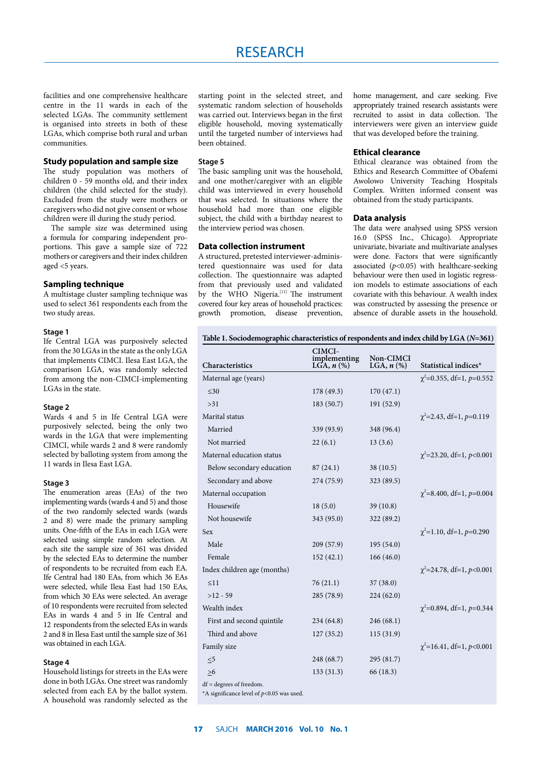facilities and one comprehensive healthcare centre in the 11 wards in each of the selected LGAs. The community settlement is organised into streets in both of these LGAs, which comprise both rural and urban communities.

### Study population and sample size

The study population was mothers of children 0 - 59 months old, and their index children (the child selected for the study). Excluded from the study were mothers or caregivers who did not give consent or whose children were ill during the study period.

The sample size was determined using a formula for comparing independent proportions. This gave a sample size of 722 mothers or caregivers and their index children aged <5 years.

### Sampling technique

A multistage cluster sampling technique was used to select 361 respondents each from the two study areas.

#### Stage 1

Ife Central LGA was purposively selected from the 30 LGAs in the state as the only LGA that implements CIMCI. Ilesa East LGA, the comparison LGA, was randomly selected from among the non-CIMCI-implementing LGAs in the state.

#### Stage 2

Wards 4 and 5 in Ife Central LGA were purposively selected, being the only two wards in the LGA that were implementing CIMCI, while wards 2 and 8 were randomly selected by balloting system from among the 11 wards in Ilesa East LGA.

#### Stage 3

The enumeration areas (EAs) of the two implementing wards (wards 4 and 5) and those of the two randomly selected wards (wards 2 and 8) were made the primary sampling units. One-fifth of the EAs in each LGA were selected using simple random selection. At each site the sample size of 361 was divided by the selected EAs to determine the number of respondents to be recruited from each EA. Ife Central had 180 EAs, from which 36 EAs were selected, while Ilesa East had 150 EAs, from which 30 EAs were selected. An average of 10 respondents were recruited from selected EAs in wards 4 and 5 in Ife Central and 12 respondents from the selected EAs in wards 2 and 8 in Ilesa East until the sample size of 361 was obtained in each LGA.

#### Stage 4

Household listings for streets in the EAs were done in both LGAs. One street was randomly selected from each EA by the ballot system. A household was randomly selected as the starting point in the selected street, and systematic random selection of households was carried out. Interviews began in the first eligible household, moving systematically until the targeted number of interviews had been obtained.

#### Stage 5

The basic sampling unit was the household, and one mother/caregiver with an eligible child was interviewed in every household that was selected. In situations where the household had more than one eligible subject, the child with a birthday nearest to the interview period was chosen.

### Data collection instrument

A structured, pretested interviewer-administered questionnaire was used for data collection. The questionnaire was adapted from that previously used and validated by the WHO Nigeria.[11] The instrument covered four key areas of household practices: growth promotion, disease prevention, home management, and care seeking. Five appropriately trained research assistants were recruited to assist in data collection. The interviewers were given an interview guide that was developed before the training.

### Ethical clearance

Ethical clearance was obtained from the Ethics and Research Committee of Obafemi Awolowo University Teaching Hospitals Complex. Written informed consent was obtained from the study participants.

### Data analysis

The data were analysed using SPSS version 16.0 (SPSS Inc., Chicago). Appropriate univariate, bivariate and multivariate analyses were done. Factors that were significantly associated ($p<0.05$) with healthcare-seeking behaviour were then used in logistic regression models to estimate associations of each covariate with this behaviour. A wealth index was constructed by assessing the presence or absence of durable assets in the household.

**Table 1. Sociodemographic characteristics of respondents and index child by LGA ($N$=361)**

| Characteristics | CIMCI-implementing LGA, *n* (%) | Non-CIMCI LGA, *n* (%) | Statistical indices* |
|---|---|---|---|
| Maternal age (years) | | | $\chi^2$=0.355, df=1, $p$=0.552 |
| ≤30 | 178 (49.3) | 170 (47.1) | |
| >31 | 183 (50.7) | 191 (52.9) | |
| Marital status | | | $\chi^2$=2.43, df=1, $p$=0.119 |
| Married | 339 (93.9) | 348 (96.4) | |
| Not married | 22 (6.1) | 13 (3.6) | |
| Maternal education status | | | $\chi^2$=23.20, df=1, $p$<0.001 |
| Below secondary education | 87 (24.1) | 38 (10.5) | |
| Secondary and above | 274 (75.9) | 323 (89.5) | |
| Maternal occupation | | | $\chi^2$=8.400, df=1, $p$=0.004 |
| Housewife | 18 (5.0) | 39 (10.8) | |
| Not housewife | 343 (95.0) | 322 (89.2) | |
| Sex | | | $\chi^2$=1.10, df=1, $p$=0.290 |
| Male | 209 (57.9) | 195 (54.0) | |
| Female | 152 (42.1) | 166 (46.0) | |
| Index children age (months) | | | $\chi^2$=24.78, df=1, $p$<0.001 |
| ≤11 | 76 (21.1) | 37 (38.0) | |
| >12 - 59 | 285 (78.9) | 224 (62.0) | |
| Wealth index | | | $\chi^2$=0.894, df=1, $p$=0.344 |
| First and second quintile | 234 (64.8) | 246 (68.1) | |
| Third and above | 127 (35.2) | 115 (31.9) | |
| Family size | | | $\chi^2$=16.41, df=1, $p$<0.001 |
| ≤5 | 248 (68.7) | 295 (81.7) | |
| ≥6 | 133 (31.3) | 66 (18.3) | |

df = degrees of freedom.
*A significance level of $p$<0.05 was used.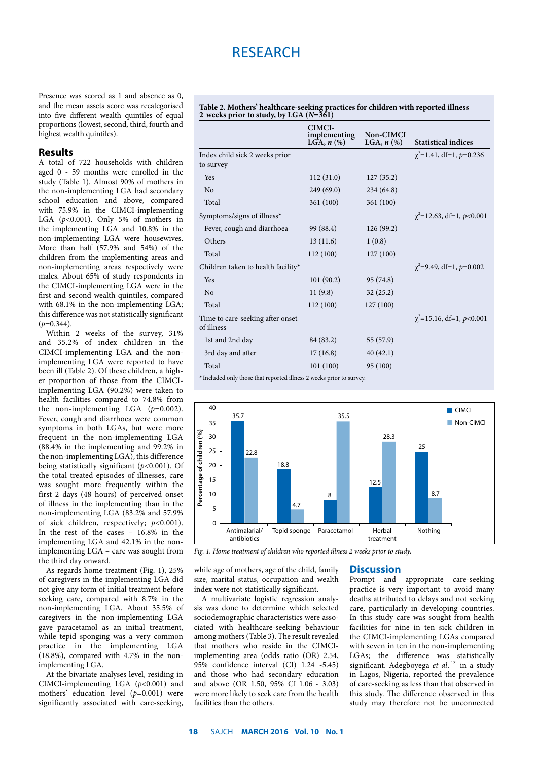Presence was scored as 1 and absence as 0, and the mean assets score was recategorised into five different wealth quintiles of equal proportions (lowest, second, third, fourth and highest wealth quintiles).

## Results

A total of 722 households with children aged 0 - 59 months were enrolled in the study (Table 1). Almost 90% of mothers in the non-implementing LGA had secondary school education and above, compared with 75.9% in the CIMCI-implementing LGA ($p$<0.001). Only 5% of mothers in the implementing LGA and 10.8% in the non-implementing LGA were housewives. More than half (57.9% and 54%) of the children from the implementing areas and non-implementing areas respectively were males. About 65% of study respondents in the CIMCI-implementing LGA were in the first and second wealth quintiles, compared with 68.1% in the non-implementing LGA; this difference was not statistically significant ($p$=0.344).

Within 2 weeks of the survey, 31% and 35.2% of index children in the CIMCI-implementing LGA and the non-implementing LGA were reported to have been ill (Table 2). Of these children, a higher proportion of those from the CIMCI-implementing LGA (90.2%) were taken to health facilities compared to 74.8% from the non-implementing LGA ($p$=0.002). Fever, cough and diarrhoea were common symptoms in both LGAs, but were more frequent in the non-implementing LGA (88.4% in the implementing and 99.2% in the non-implementing LGA), this difference being statistically significant ($p$<0.001). Of the total treated episodes of illnesses, care was sought more frequently within the first 2 days (48 hours) of perceived onset of illness in the implementing than in the non-implementing LGA (83.2% and 57.9% of sick children, respectively; $p$<0.001). In the rest of the cases – 16.8% in the implementing LGA and 42.1% in the non-implementing LGA – care was sought from the third day onward.

As regards home treatment (Fig. 1), 25% of caregivers in the implementing LGA did not give any form of initial treatment before seeking care, compared with 8.7% in the non-implementing LGA. About 35.5% of caregivers in the non-implementing LGA gave paracetamol as an initial treatment, while tepid sponging was a very common practice in the implementing LGA (18.8%), compared with 4.7% in the non-implementing LGA.

At the bivariate analyses level, residing in CIMCI-implementing LGA ($p$<0.001) and mothers' education level ($p$=0.001) were significantly associated with care-seeking, while age of mothers, age of the child, family size, marital status, occupation and wealth index were not statistically significant.

A multivariate logistic regression analysis was done to determine which selected sociodemographic characteristics were associated with healthcare-seeking behaviour among mothers (Table 3). The result revealed that mothers who reside in the CIMCI-implementing area (odds ratio (OR) 2.54, 95% confidence interval (CI) 1.24 -5.45) and those who had secondary education and above (OR 1.50, 95% CI 1.06 - 3.03) were more likely to seek care from the health facilities than the others.

**Table 2. Mothers' healthcare-seeking practices for children with reported illness 2 weeks prior to study, by LGA (*N*=361)**

| | CIMCI-implementing LGA, *n* (%) | Non-CIMCI LGA, *n* (%) | Statistical indices |
|---|---|---|---|
| Index child sick 2 weeks prior to survey | | | $\chi^2$=1.41, df=1, $p$=0.236 |
| Yes | 112 (31.0) | 127 (35.2) | |
| No | 249 (69.0) | 234 (64.8) | |
| Total | 361 (100) | 361 (100) | |
| Symptoms/signs of illness* | | | $\chi^2$=12.63, df=1, $p$<0.001 |
| Fever, cough and diarrhoea | 99 (88.4) | 126 (99.2) | |
| Others | 13 (11.6) | 1 (0.8) | |
| Total | 112 (100) | 127 (100) | |
| Children taken to health facility* | | | $\chi^2$=9.49, df=1, $p$=0.002 |
| Yes | 101 (90.2) | 95 (74.8) | |
| No | 11 (9.8) | 32 (25.2) | |
| Total | 112 (100) | 127 (100) | |
| Time to care-seeking after onset of illness | | | $\chi^2$=15.16, df=1, $p$<0.001 |
| 1st and 2nd day | 84 (83.2) | 55 (57.9) | |
| 3rd day and after | 17 (16.8) | 40 (42.1) | |
| Total | 101 (100) | 95 (100) | |

\* Included only those that reported illness 2 weeks prior to survey.

| Home treatment | CIMCI (%) | Non-CIMCI (%) |
|---|---|---|
| Antimalarial/antibiotics | 35.7 | 22.8 |
| Tepid sponge | 18.8 | 4.7 |
| Paracetamol | 8 | 35.5 |
| Herbal treatment | 12.5 | 28.3 |
| Nothing | 25 | 8.7 |

*Fig. 1. Home treatment of children who reported illness 2 weeks prior to study.*

## Discussion

Prompt and appropriate care-seeking practice is very important to avoid many deaths attributed to delays and not seeking care, particularly in developing countries. In this study care was sought from health facilities for nine in ten sick children in the CIMCI-implementing LGAs compared with seven in ten in the non-implementing LGAs; the difference was statistically significant. Adegboyega *et al.*[12] in a study in Lagos, Nigeria, reported the prevalence of care-seeking as less than that observed in this study. The difference observed in this study may therefore not be unconnected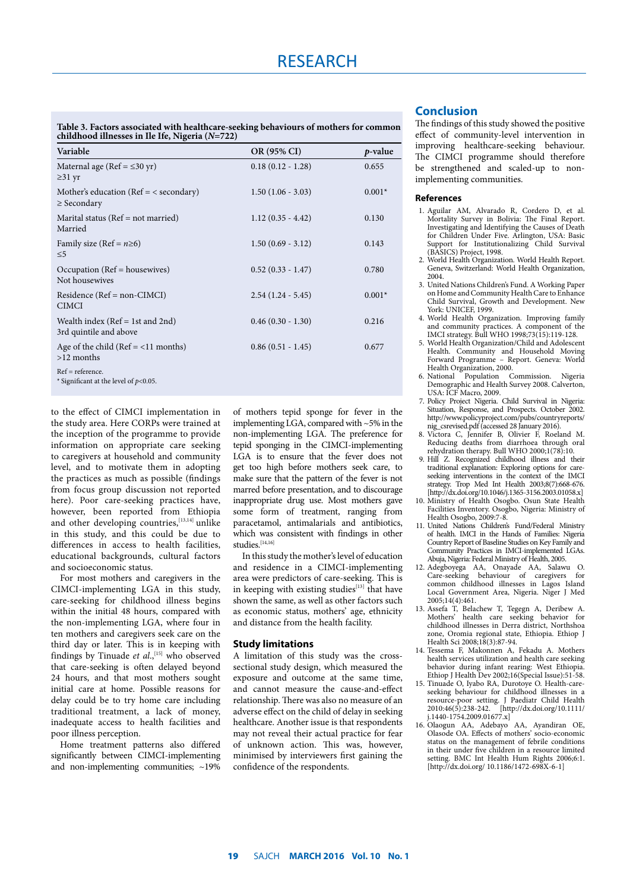**Table 3. Factors associated with healthcare-seeking behaviours of mothers for common childhood illnesses in Ile Ife, Nigeria (*N*=722)**

| Variable | OR (95% CI) | *p*-value |
|---|---|---|
| Maternal age (Ref = ≤30 yr)<br>≥31 yr | 0.18 (0.12 - 1.28) | 0.655 |
| Mother's education (Ref = < secondary)<br>≥ Secondary | 1.50 (1.06 - 3.03) | 0.001* |
| Marital status (Ref = not married)<br>Married | 1.12 (0.35 - 4.42) | 0.130 |
| Family size (Ref = *n*≥6)<br>≤5 | 1.50 (0.69 - 3.12) | 0.143 |
| Occupation (Ref = housewives)<br>Not housewives | 0.52 (0.33 - 1.47) | 0.780 |
| Residence (Ref = non-CIMCI)<br>CIMCI | 2.54 (1.24 - 5.45) | 0.001* |
| Wealth index (Ref = 1st and 2nd)<br>3rd quintile and above | 0.46 (0.30 - 1.30) | 0.216 |
| Age of the child (Ref = <11 months)<br>>12 months | 0.86 (0.51 - 1.45) | 0.677 |

Ref = reference.
\* Significant at the level of $p<0.05$.

to the effect of CIMCI implementation in the study area. Here CORPs were trained at the inception of the programme to provide information on appropriate care seeking to caregivers at household and community level, and to motivate them in adopting the practices as much as possible (findings from focus group discussion not reported here). Poor care-seeking practices have, however, been reported from Ethiopia and other developing countries,[13,14] unlike in this study, and this could be due to differences in access to health facilities, educational backgrounds, cultural factors and socioeconomic status.

For most mothers and caregivers in the CIMCI-implementing LGA in this study, care-seeking for childhood illness begins within the initial 48 hours, compared with the non-implementing LGA, where four in ten mothers and caregivers seek care on the third day or later. This is in keeping with findings by Tinuade *et al*.,[15] who observed that care-seeking is often delayed beyond 24 hours, and that most mothers sought initial care at home. Possible reasons for delay could be to try home care including traditional treatment, a lack of money, inadequate access to health facilities and poor illness perception.

Home treatment patterns also differed significantly between CIMCI-implementing and non-implementing communities; ~19% of mothers tepid sponge for fever in the implementing LGA, compared with ~5% in the non-implementing LGA. The preference for tepid sponging in the CIMCI-implementing LGA is to ensure that the fever does not get too high before mothers seek care, to make sure that the pattern of the fever is not marred before presentation, and to discourage inappropriate drug use. Most mothers gave some form of treatment, ranging from paracetamol, antimalarials and antibiotics, which was consistent with findings in other studies.[14,16]

In this study the mother's level of education and residence in a CIMCI-implementing area were predictors of care-seeking. This is in keeping with existing studies[13] that have shown the same, as well as other factors such as economic status, mothers' age, ethnicity and distance from the health facility.

### Study limitations

A limitation of this study was the cross-sectional study design, which measured the exposure and outcome at the same time, and cannot measure the cause-and-effect relationship. There was also no measure of an adverse effect on the child of delay in seeking healthcare. Another issue is that respondents may not reveal their actual practice for fear of unknown action. This was, however, minimised by interviewers first gaining the confidence of the respondents.

## Conclusion

The findings of this study showed the positive effect of community-level intervention in improving healthcare-seeking behaviour. The CIMCI programme should therefore be strengthened and scaled-up to non-implementing communities.

### References

1. Aguilar AM, Alvarado R, Cordero D, et al. Mortality Survey in Bolivia: The Final Report. Investigating and Identifying the Causes of Death for Children Under Five. Arlington, USA: Basic Support for Institutionalizing Child Survival (BASICS) Project, 1998.
2. World Health Organization. World Health Report. Geneva, Switzerland: World Health Organization, 2004.
3. United Nations Children's Fund. A Working Paper on Home and Community Health Care to Enhance Child Survival, Growth and Development. New York: UNICEF, 1999.
4. World Health Organization. Improving family and community practices. A component of the IMCI strategy. Bull WHO 1998;73(15):119-128.
5. World Health Organization/Child and Adolescent Health. Community and Household Moving Forward Programme – Report. Geneva: World Health Organization, 2000.
6. National Population Commission. Nigeria Demographic and Health Survey 2008. Calverton, USA: ICF Macro, 2009.
7. Policy Project Nigeria. Child Survival in Nigeria: Situation, Response, and Prospects. October 2002. http://www.policyproject.com/pubs/countryreports/nig_csrevised.pdf (accessed 28 January 2016).
8. Victora C, Jennifer B, Olivier F, Roeland M. Reducing deaths from diarrhoea through oral rehydration therapy. Bull WHO 2000;1(78):10.
9. Hill Z. Recognized childhood illness and their traditional explanation: Exploring options for care-seeking interventions in the context of the IMCI strategy. Trop Med Int Health 2003;8(7):668-676. [http://dx.doi.org/10.1046/j.1365-3156.2003.01058.x]
10. Ministry of Health Osogbo. Osun State Health Facilities Inventory. Osogbo, Nigeria: Ministry of Health Osogbo, 2009:7-8.
11. United Nations Children's Fund/Federal Ministry of health. IMCI in the Hands of Families: Nigeria Country Report of Baseline Studies on Key Family and Community Practices in IMCI-implemented LGAs. Abuja, Nigeria: Federal Ministry of Health, 2005.
12. Adegboyega AA, Onayade AA, Salawu O. Care-seeking behaviour of caregivers for common childhood illnesses in Lagos Island Local Government Area, Nigeria. Niger J Med 2005;14(4):461.
13. Assefa T, Belachew T, Tegegn A, Deribew A. Mothers' health care seeking behavior for childhood illnesses in Derra district, Northshoa zone, Oromia regional state, Ethiopia. Ethiop J Health Sci 2008;18(3):87-94.
14. Tessema F, Makonnen A, Fekadu A. Mothers health services utilization and health care seeking behavior during infant rearing: West Ethiopia. Ethiop J Health Dev 2002;16(Special Issue):51-58.
15. Tinuade O, Iyabo RA, Durotoye O. Health-care-seeking behaviour for childhood illnesses in a resource-poor setting. J Paediatr Child Health 2010:46(5):238-242. [http://dx.doi.org/10.1111/j.1440-1754.2009.01677.x]
16. Olaogun AA, Adebayo AA, Ayandiran OE, Olasode OA. Effects of mothers' socio-economic status on the management of febrile conditions in their under five children in a resource limited setting. BMC Int Health Hum Rights 2006;6:1. [http://dx.doi.org/ 10.1186/1472-698X-6-1]